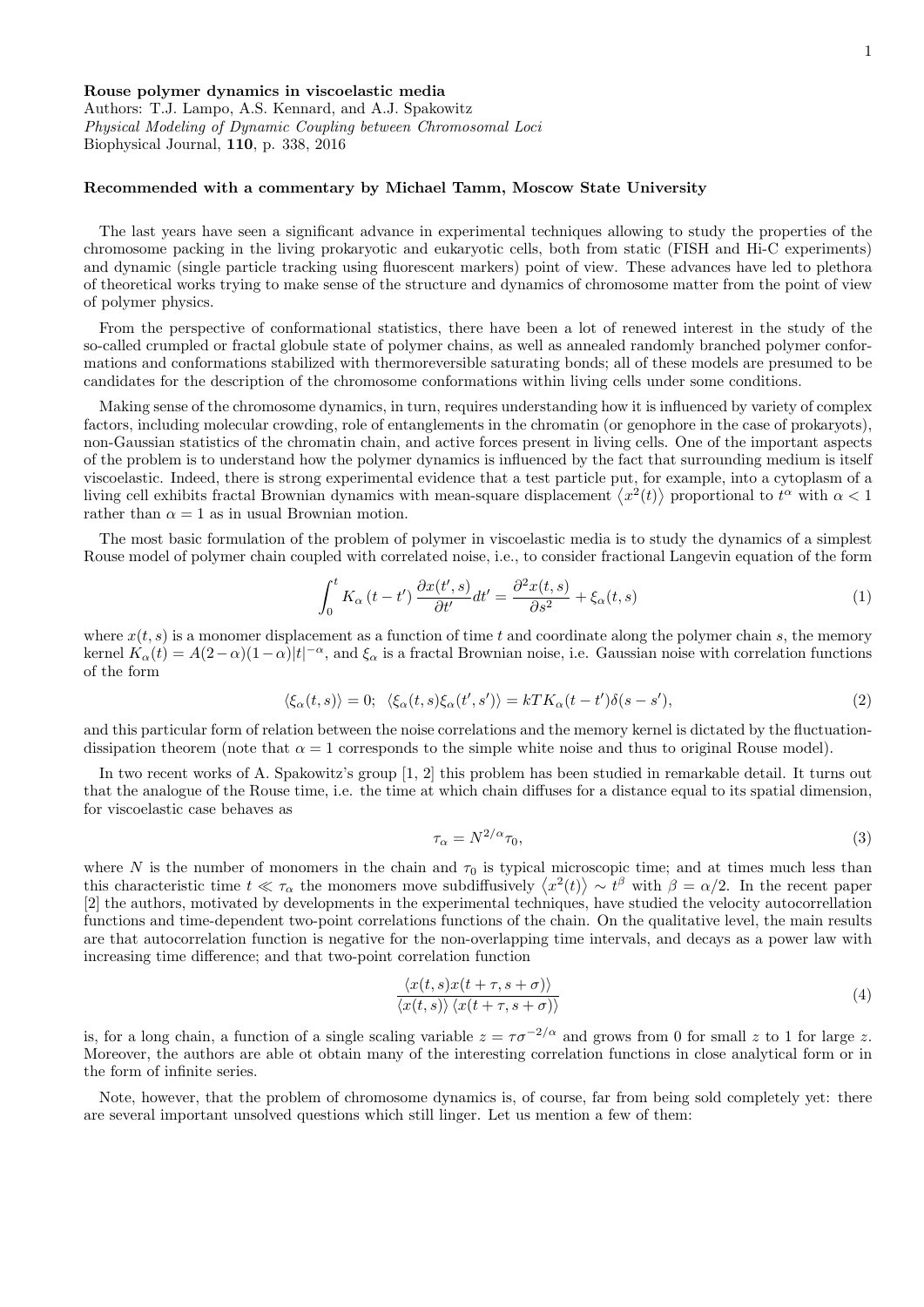**Rouse polymer dynamics in viscoelastic media**
Authors: T.J. Lampo, A.S. Kennard, and A.J. Spakowitz
*Physical Modeling of Dynamic Coupling between Chromosomal Loci*
Biophysical Journal, **110**, p. 338, 2016

**Recommended with a commentary by Michael Tamm, Moscow State University**

The last years have seen a significant advance in experimental techniques allowing to study the properties of the chromosome packing in the living prokaryotic and eukaryotic cells, both from static (FISH and Hi-C experiments) and dynamic (single particle tracking using fluorescent markers) point of view. These advances have led to plethora of theoretical works trying to make sense of the structure and dynamics of chromosome matter from the point of view of polymer physics.

From the perspective of conformational statistics, there have been a lot of renewed interest in the study of the so-called crumpled or fractal globule state of polymer chains, as well as annealed randomly branched polymer conformations and conformations stabilized with thermoreversible saturating bonds; all of these models are presumed to be candidates for the description of the chromosome conformations within living cells under some conditions.

Making sense of the chromosome dynamics, in turn, requires understanding how it is influenced by variety of complex factors, including molecular crowding, role of entanglements in the chromatin (or genophore in the case of prokaryots), non-Gaussian statistics of the chromatin chain, and active forces present in living cells. One of the important aspects of the problem is to understand how the polymer dynamics is influenced by the fact that surrounding medium is itself viscoelastic. Indeed, there is strong experimental evidence that a test particle put, for example, into a cytoplasm of a living cell exhibits fractal Brownian dynamics with mean-square displacement $\langle x^2(t) \rangle$ proportional to $t^\alpha$ with $\alpha < 1$ rather than $\alpha = 1$ as in usual Brownian motion.

The most basic formulation of the problem of polymer in viscoelastic media is to study the dynamics of a simplest Rouse model of polymer chain coupled with correlated noise, i.e., to consider fractional Langevin equation of the form

$$\int_0^t K_\alpha(t-t') \frac{\partial x(t', s)}{\partial t'} dt' = \frac{\partial^2 x(t, s)}{\partial s^2} + \xi_\alpha(t, s) \tag{1}$$

where $x(t, s)$ is a monomer displacement as a function of time $t$ and coordinate along the polymer chain $s$, the memory kernel $K_\alpha(t) = A(2-\alpha)(1-\alpha)|t|^{-\alpha}$, and $\xi_\alpha$ is a fractal Brownian noise, i.e. Gaussian noise with correlation functions of the form

$$\langle \xi_\alpha(t, s) \rangle = 0; \;\; \langle \xi_\alpha(t, s)\xi_\alpha(t', s') \rangle = kTK_\alpha(t-t')\delta(s-s'), \tag{2}$$

and this particular form of relation between the noise correlations and the memory kernel is dictated by the fluctuation-dissipation theorem (note that $\alpha = 1$ corresponds to the simple white noise and thus to original Rouse model).

In two recent works of A. Spakowitz's group [1, 2] this problem has been studied in remarkable detail. It turns out that the analogue of the Rouse time, i.e. the time at which chain diffuses for a distance equal to its spatial dimension, for viscoelastic case behaves as

$$\tau_\alpha = N^{2/\alpha}\tau_0, \tag{3}$$

where $N$ is the number of monomers in the chain and $\tau_0$ is typical microscopic time; and at times much less than this characteristic time $t \ll \tau_\alpha$ the monomers move subdiffusively $\langle x^2(t) \rangle \sim t^\beta$ with $\beta = \alpha/2$. In the recent paper [2] the authors, motivated by developments in the experimental techniques, have studied the velocity autocorrellation functions and time-dependent two-point correlations functions of the chain. On the qualitative level, the main results are that autocorrelation function is negative for the non-overlapping time intervals, and decays as a power law with increasing time difference; and that two-point correlation function

$$\frac{\langle x(t, s)x(t+\tau, s+\sigma) \rangle}{\langle x(t, s) \rangle \langle x(t+\tau, s+\sigma) \rangle} \tag{4}$$

is, for a long chain, a function of a single scaling variable $z = \tau\sigma^{-2/\alpha}$ and grows from 0 for small $z$ to 1 for large $z$. Moreover, the authors are able ot obtain many of the interesting correlation functions in close analytical form or in the form of infinite series.

Note, however, that the problem of chromosome dynamics is, of course, far from being sold completely yet: there are several important unsolved questions which still linger. Let us mention a few of them: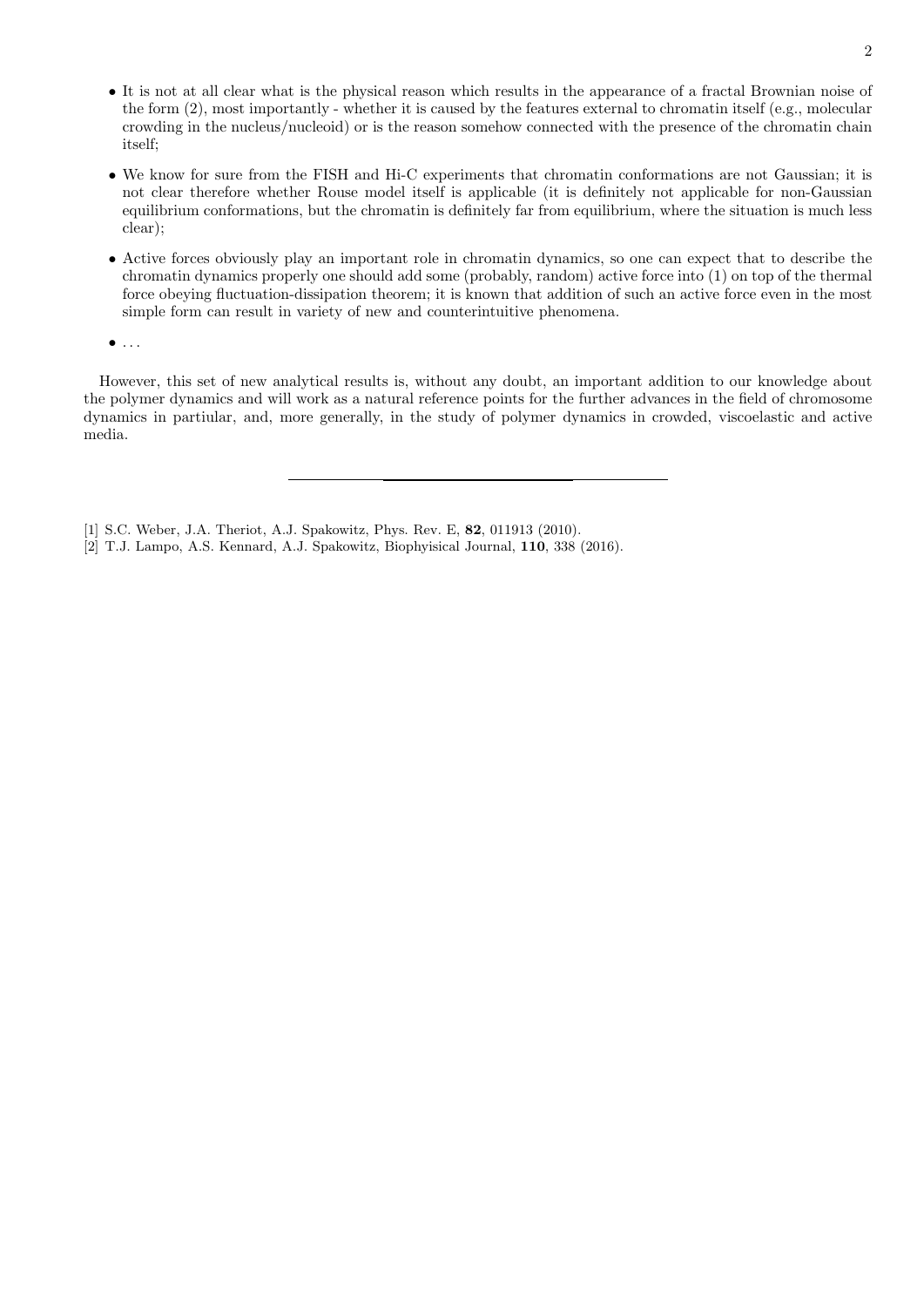- It is not at all clear what is the physical reason which results in the appearance of a fractal Brownian noise of the form (2), most importantly - whether it is caused by the features external to chromatin itself (e.g., molecular crowding in the nucleus/nucleoid) or is the reason somehow connected with the presence of the chromatin chain itself;
- We know for sure from the FISH and Hi-C experiments that chromatin conformations are not Gaussian; it is not clear therefore whether Rouse model itself is applicable (it is definitely not applicable for non-Gaussian equilibrium conformations, but the chromatin is definitely far from equilibrium, where the situation is much less clear);
- Active forces obviously play an important role in chromatin dynamics, so one can expect that to describe the chromatin dynamics properly one should add some (probably, random) active force into (1) on top of the thermal force obeying fluctuation-dissipation theorem; it is known that addition of such an active force even in the most simple form can result in variety of new and counterintuitive phenomena.
- ...

However, this set of new analytical results is, without any doubt, an important addition to our knowledge about the polymer dynamics and will work as a natural reference points for the further advances in the field of chromosome dynamics in partiular, and, more generally, in the study of polymer dynamics in crowded, viscoelastic and active media.

---

[1] S.C. Weber, J.A. Theriot, A.J. Spakowitz, Phys. Rev. E, **82**, 011913 (2010).

[2] T.J. Lampo, A.S. Kennard, A.J. Spakowitz, Biophyisical Journal, **110**, 338 (2016).